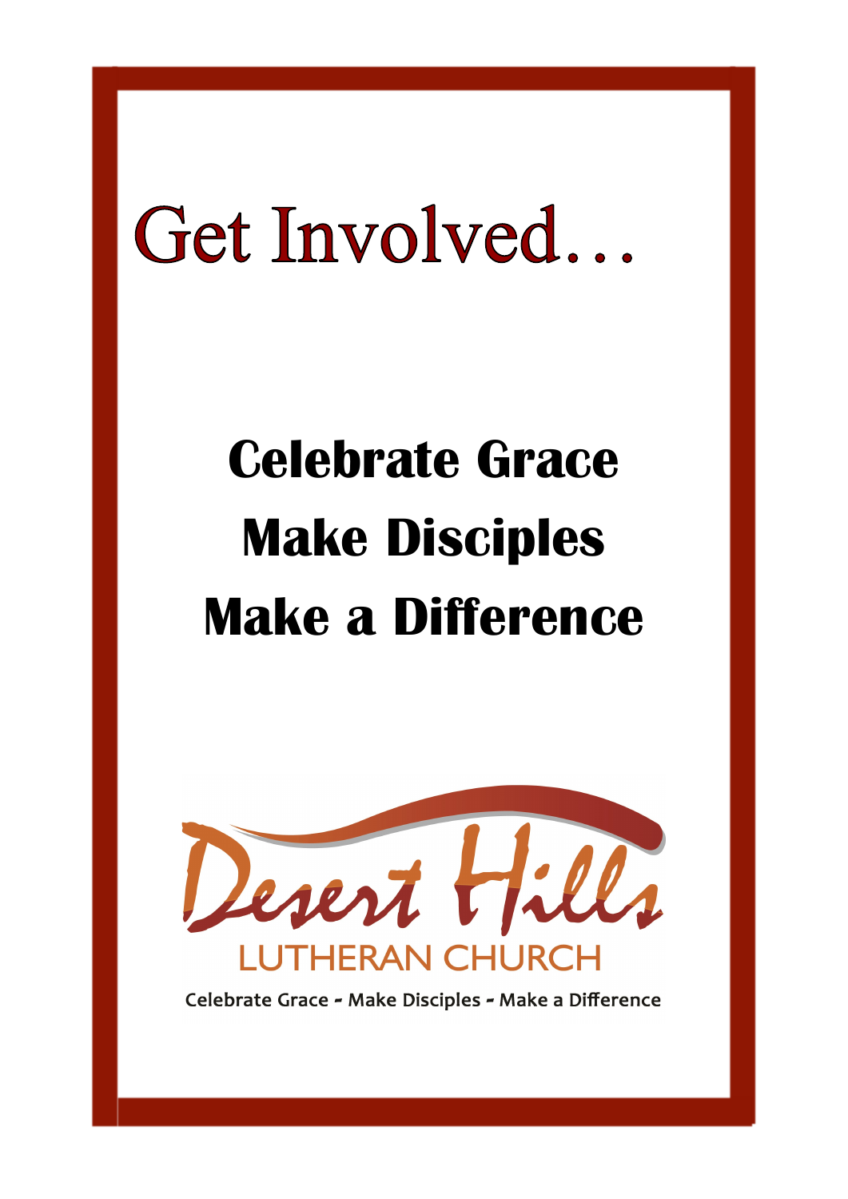# Get Involved…

**Celebrate Grace**
**Make Disciples**
**Make a Difference**

Desert Hills

LUTHERAN CHURCH

Celebrate Grace - Make Disciples - Make a Difference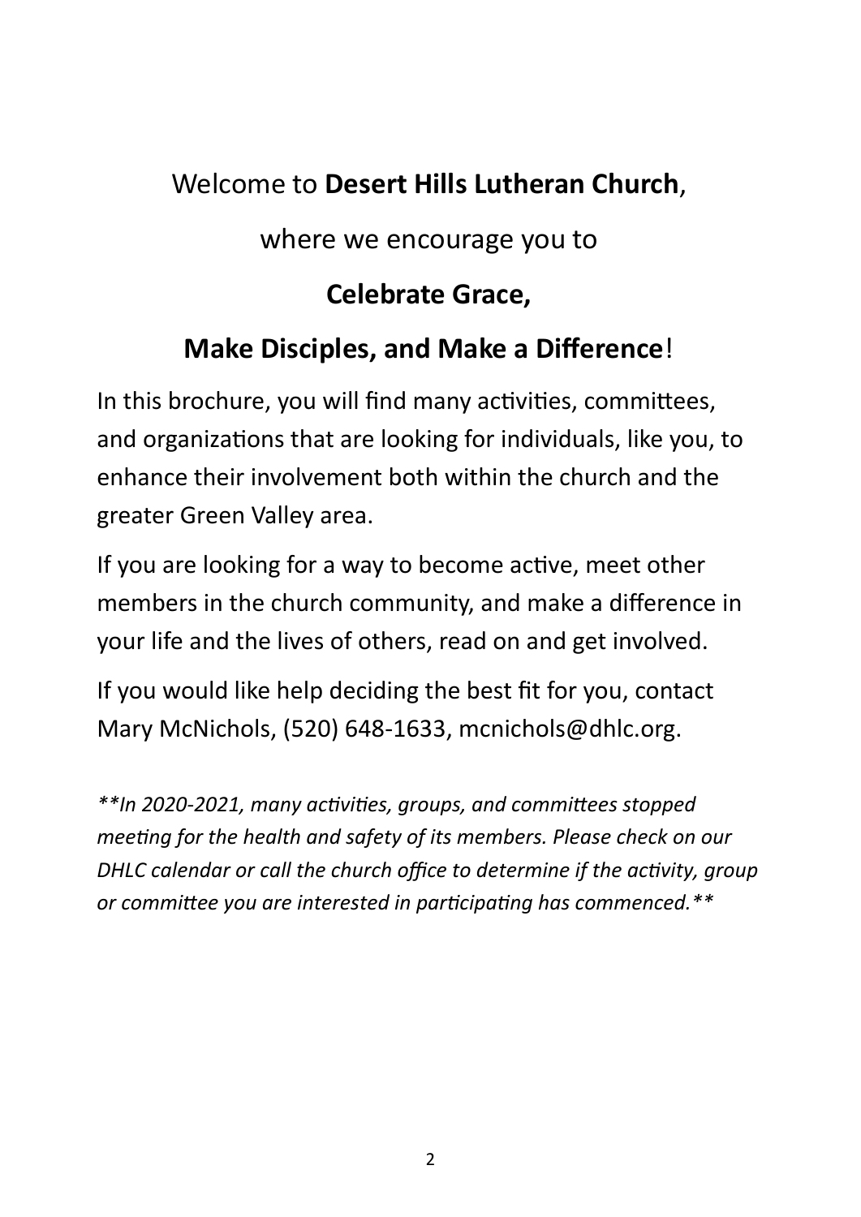Welcome to **Desert Hills Lutheran Church**,

where we encourage you to

**Celebrate Grace,**

**Make Disciples, and Make a Difference**!

In this brochure, you will find many activities, committees, and organizations that are looking for individuals, like you, to enhance their involvement both within the church and the greater Green Valley area.

If you are looking for a way to become active, meet other members in the church community, and make a difference in your life and the lives of others, read on and get involved.

If you would like help deciding the best fit for you, contact Mary McNichols, (520) 648-1633, mcnichols@dhlc.org.

*\*\*In 2020-2021, many activities, groups, and committees stopped meeting for the health and safety of its members. Please check on our DHLC calendar or call the church office to determine if the activity, group or committee you are interested in participating has commenced.\*\**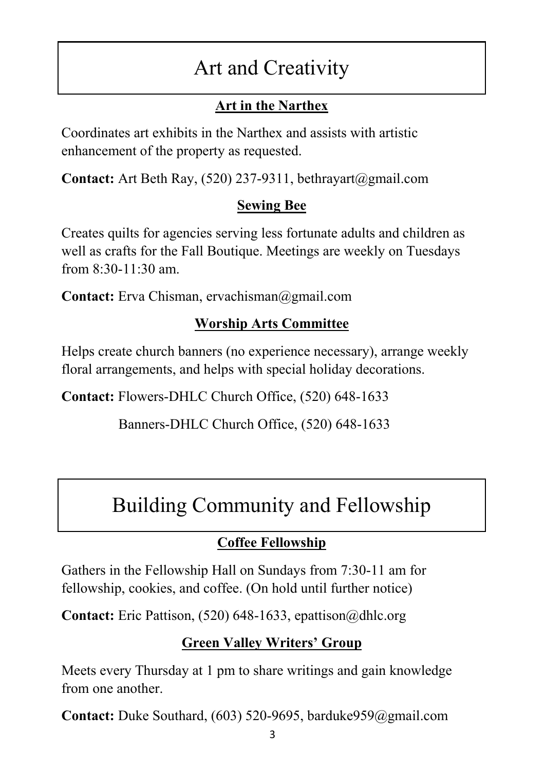# Art and Creativity

### Art in the Narthex

Coordinates art exhibits in the Narthex and assists with artistic enhancement of the property as requested.

**Contact:** Art Beth Ray, (520) 237-9311, bethrayart@gmail.com

### Sewing Bee

Creates quilts for agencies serving less fortunate adults and children as well as crafts for the Fall Boutique. Meetings are weekly on Tuesdays from 8:30-11:30 am.

**Contact:** Erva Chisman, ervachisman@gmail.com

### Worship Arts Committee

Helps create church banners (no experience necessary), arrange weekly floral arrangements, and helps with special holiday decorations.

**Contact:** Flowers-DHLC Church Office, (520) 648-1633

Banners-DHLC Church Office, (520) 648-1633

# Building Community and Fellowship

### Coffee Fellowship

Gathers in the Fellowship Hall on Sundays from 7:30-11 am for fellowship, cookies, and coffee. (On hold until further notice)

**Contact:** Eric Pattison, (520) 648-1633, epattison@dhlc.org

### Green Valley Writers' Group

Meets every Thursday at 1 pm to share writings and gain knowledge from one another.

**Contact:** Duke Southard, (603) 520-9695, barduke959@gmail.com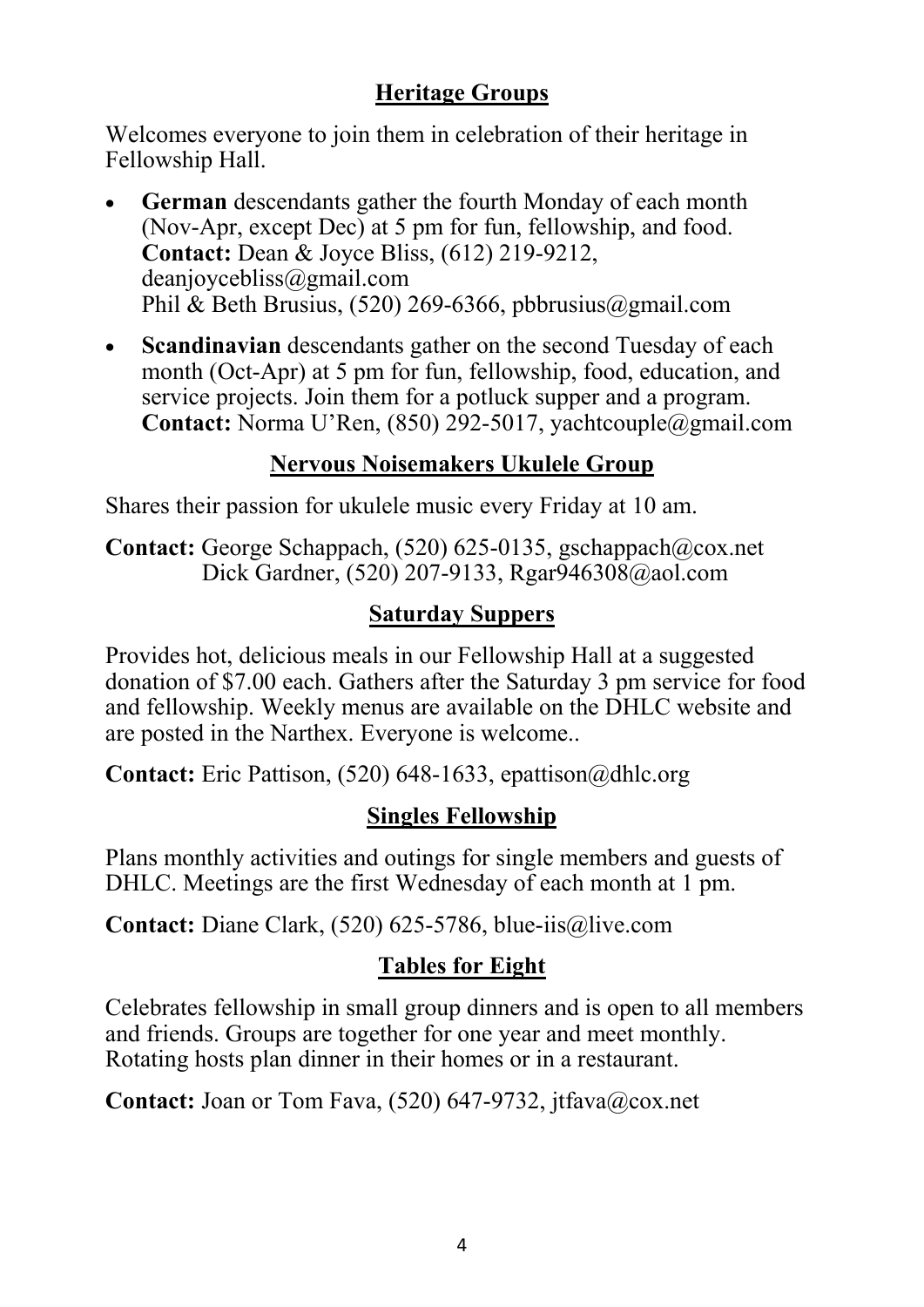## Heritage Groups

Welcomes everyone to join them in celebration of their heritage in Fellowship Hall.

- **German** descendants gather the fourth Monday of each month (Nov-Apr, except Dec) at 5 pm for fun, fellowship, and food.
  **Contact:** Dean & Joyce Bliss, (612) 219-9212, deanjoycebliss@gmail.com
  Phil & Beth Brusius, (520) 269-6366, pbbrusius@gmail.com
- **Scandinavian** descendants gather on the second Tuesday of each month (Oct-Apr) at 5 pm for fun, fellowship, food, education, and service projects. Join them for a potluck supper and a program.
  **Contact:** Norma U'Ren, (850) 292-5017, yachtcouple@gmail.com

## Nervous Noisemakers Ukulele Group

Shares their passion for ukulele music every Friday at 10 am.

**Contact:** George Schappach, (520) 625-0135, gschappach@cox.net
Dick Gardner, (520) 207-9133, Rgar946308@aol.com

## Saturday Suppers

Provides hot, delicious meals in our Fellowship Hall at a suggested donation of $7.00 each. Gathers after the Saturday 3 pm service for food and fellowship. Weekly menus are available on the DHLC website and are posted in the Narthex. Everyone is welcome..

**Contact:** Eric Pattison, (520) 648-1633, epattison@dhlc.org

## Singles Fellowship

Plans monthly activities and outings for single members and guests of DHLC. Meetings are the first Wednesday of each month at 1 pm.

**Contact:** Diane Clark, (520) 625-5786, blue-iis@live.com

## Tables for Eight

Celebrates fellowship in small group dinners and is open to all members and friends. Groups are together for one year and meet monthly. Rotating hosts plan dinner in their homes or in a restaurant.

**Contact:** Joan or Tom Fava, (520) 647-9732, jtfava@cox.net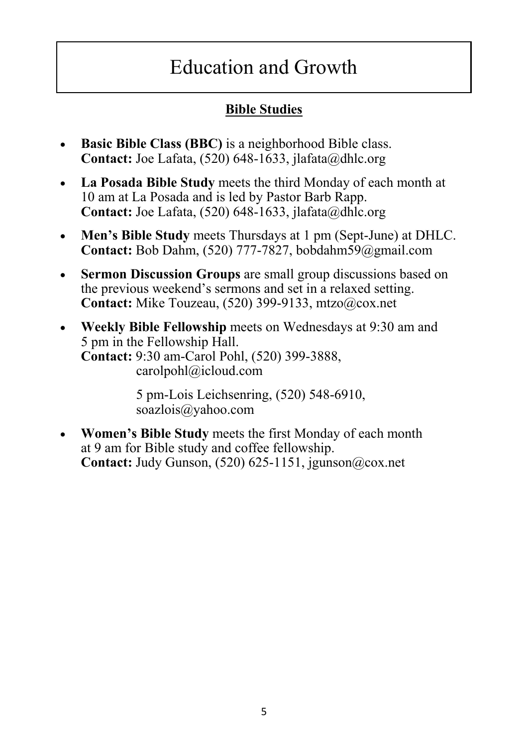# Education and Growth

## Bible Studies

- **Basic Bible Class (BBC)** is a neighborhood Bible class.
  **Contact:** Joe Lafata, (520) 648-1633, jlafata@dhlc.org

- **La Posada Bible Study** meets the third Monday of each month at 10 am at La Posada and is led by Pastor Barb Rapp.
  **Contact:** Joe Lafata, (520) 648-1633, jlafata@dhlc.org

- **Men's Bible Study** meets Thursdays at 1 pm (Sept-June) at DHLC.
  **Contact:** Bob Dahm, (520) 777-7827, bobdahm59@gmail.com

- **Sermon Discussion Groups** are small group discussions based on the previous weekend's sermons and set in a relaxed setting.
  **Contact:** Mike Touzeau, (520) 399-9133, mtzo@cox.net

- **Weekly Bible Fellowship** meets on Wednesdays at 9:30 am and 5 pm in the Fellowship Hall.
  **Contact:** 9:30 am-Carol Pohl, (520) 399-3888, carolpohl@icloud.com

  5 pm-Lois Leichsenring, (520) 548-6910, soazlois@yahoo.com

- **Women's Bible Study** meets the first Monday of each month at 9 am for Bible study and coffee fellowship.
  **Contact:** Judy Gunson, (520) 625-1151, jgunson@cox.net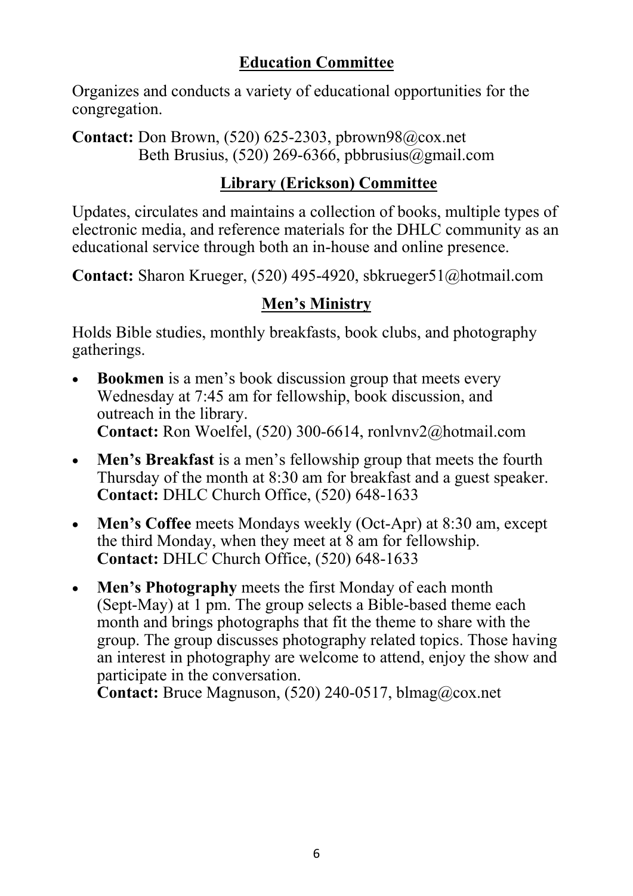## Education Committee

Organizes and conducts a variety of educational opportunities for the congregation.

**Contact:** Don Brown, (520) 625-2303, pbrown98@cox.net
Beth Brusius, (520) 269-6366, pbbrusius@gmail.com

## Library (Erickson) Committee

Updates, circulates and maintains a collection of books, multiple types of electronic media, and reference materials for the DHLC community as an educational service through both an in-house and online presence.

**Contact:** Sharon Krueger, (520) 495-4920, sbkrueger51@hotmail.com

## Men's Ministry

Holds Bible studies, monthly breakfasts, book clubs, and photography gatherings.

- **Bookmen** is a men's book discussion group that meets every Wednesday at 7:45 am for fellowship, book discussion, and outreach in the library.
  **Contact:** Ron Woelfel, (520) 300-6614, ronlvnv2@hotmail.com
- **Men's Breakfast** is a men's fellowship group that meets the fourth Thursday of the month at 8:30 am for breakfast and a guest speaker.
  **Contact:** DHLC Church Office, (520) 648-1633
- **Men's Coffee** meets Mondays weekly (Oct-Apr) at 8:30 am, except the third Monday, when they meet at 8 am for fellowship.
  **Contact:** DHLC Church Office, (520) 648-1633
- **Men's Photography** meets the first Monday of each month (Sept-May) at 1 pm. The group selects a Bible-based theme each month and brings photographs that fit the theme to share with the group. The group discusses photography related topics. Those having an interest in photography are welcome to attend, enjoy the show and participate in the conversation.
  **Contact:** Bruce Magnuson, (520) 240-0517, blmag@cox.net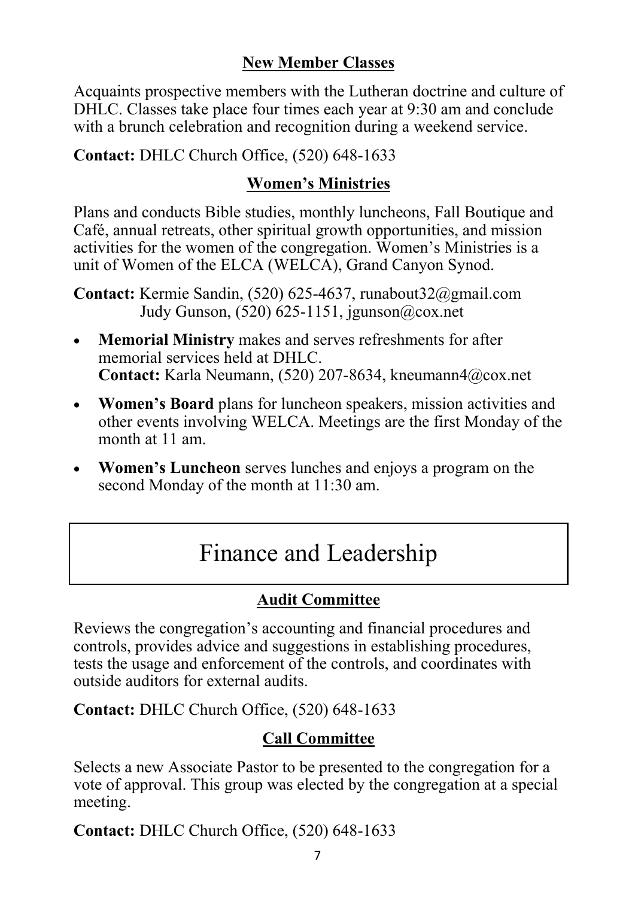### New Member Classes

Acquaints prospective members with the Lutheran doctrine and culture of DHLC. Classes take place four times each year at 9:30 am and conclude with a brunch celebration and recognition during a weekend service.

**Contact:** DHLC Church Office, (520) 648-1633

### Women's Ministries

Plans and conducts Bible studies, monthly luncheons, Fall Boutique and Café, annual retreats, other spiritual growth opportunities, and mission activities for the women of the congregation. Women's Ministries is a unit of Women of the ELCA (WELCA), Grand Canyon Synod.

**Contact:** Kermie Sandin, (520) 625-4637, runabout32@gmail.com
Judy Gunson, (520) 625-1151, jgunson@cox.net

- **Memorial Ministry** makes and serves refreshments for after memorial services held at DHLC.
  **Contact:** Karla Neumann, (520) 207-8634, kneumann4@cox.net
- **Women's Board** plans for luncheon speakers, mission activities and other events involving WELCA. Meetings are the first Monday of the month at 11 am.
- **Women's Luncheon** serves lunches and enjoys a program on the second Monday of the month at 11:30 am.

## Finance and Leadership

### Audit Committee

Reviews the congregation's accounting and financial procedures and controls, provides advice and suggestions in establishing procedures, tests the usage and enforcement of the controls, and coordinates with outside auditors for external audits.

**Contact:** DHLC Church Office, (520) 648-1633

### Call Committee

Selects a new Associate Pastor to be presented to the congregation for a vote of approval. This group was elected by the congregation at a special meeting.

**Contact:** DHLC Church Office, (520) 648-1633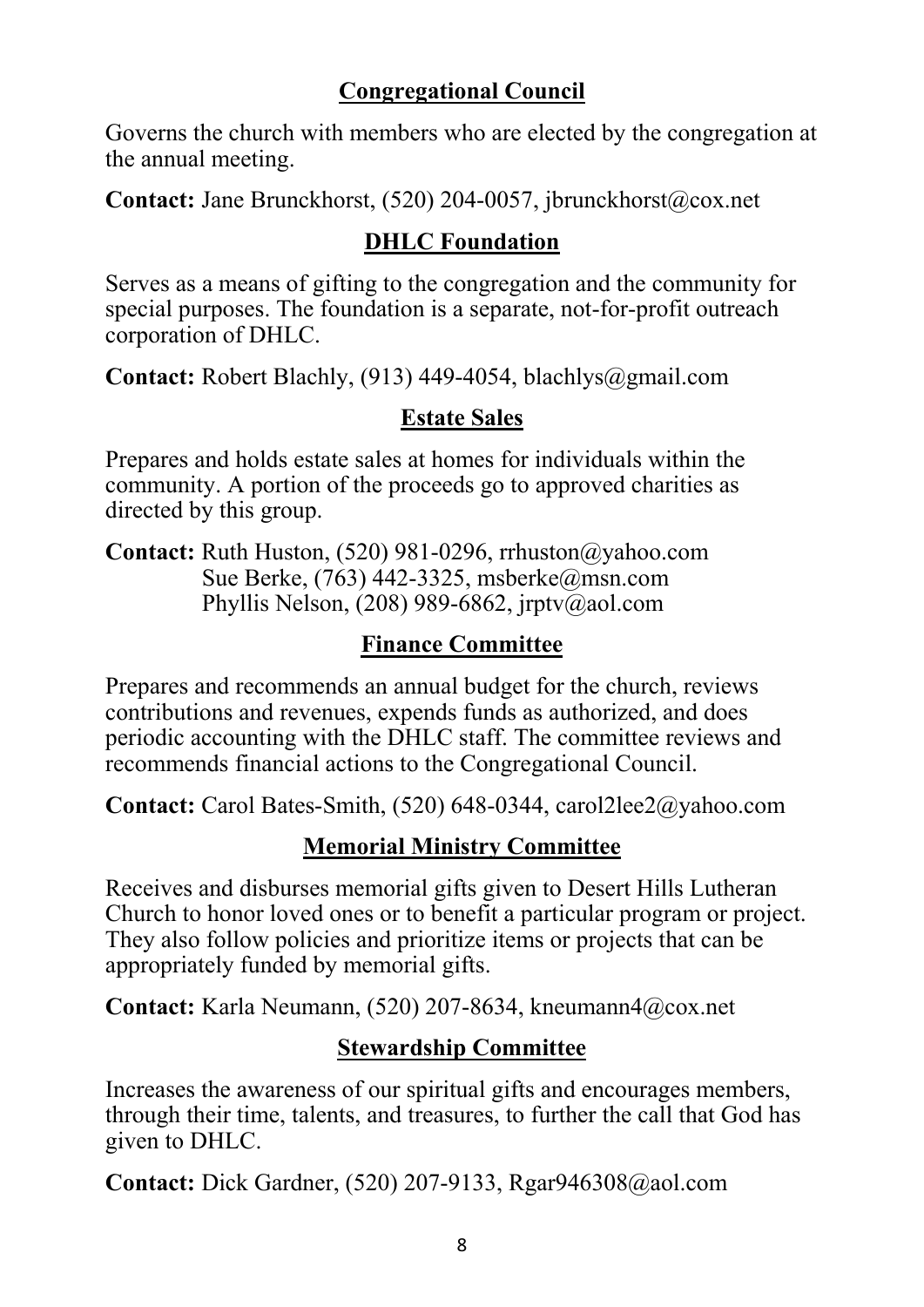## Congregational Council

Governs the church with members who are elected by the congregation at the annual meeting.

**Contact:** Jane Brunckhorst, (520) 204-0057, jbrunckhorst@cox.net

## DHLC Foundation

Serves as a means of gifting to the congregation and the community for special purposes. The foundation is a separate, not-for-profit outreach corporation of DHLC.

**Contact:** Robert Blachly, (913) 449-4054, blachlys@gmail.com

## Estate Sales

Prepares and holds estate sales at homes for individuals within the community. A portion of the proceeds go to approved charities as directed by this group.

**Contact:** Ruth Huston, (520) 981-0296, rrhuston@yahoo.com
Sue Berke, (763) 442-3325, msberke@msn.com
Phyllis Nelson, (208) 989-6862, jrptv@aol.com

## Finance Committee

Prepares and recommends an annual budget for the church, reviews contributions and revenues, expends funds as authorized, and does periodic accounting with the DHLC staff. The committee reviews and recommends financial actions to the Congregational Council.

**Contact:** Carol Bates-Smith, (520) 648-0344, carol2lee2@yahoo.com

## Memorial Ministry Committee

Receives and disburses memorial gifts given to Desert Hills Lutheran Church to honor loved ones or to benefit a particular program or project. They also follow policies and prioritize items or projects that can be appropriately funded by memorial gifts.

**Contact:** Karla Neumann, (520) 207-8634, kneumann4@cox.net

## Stewardship Committee

Increases the awareness of our spiritual gifts and encourages members, through their time, talents, and treasures, to further the call that God has given to DHLC.

**Contact:** Dick Gardner, (520) 207-9133, Rgar946308@aol.com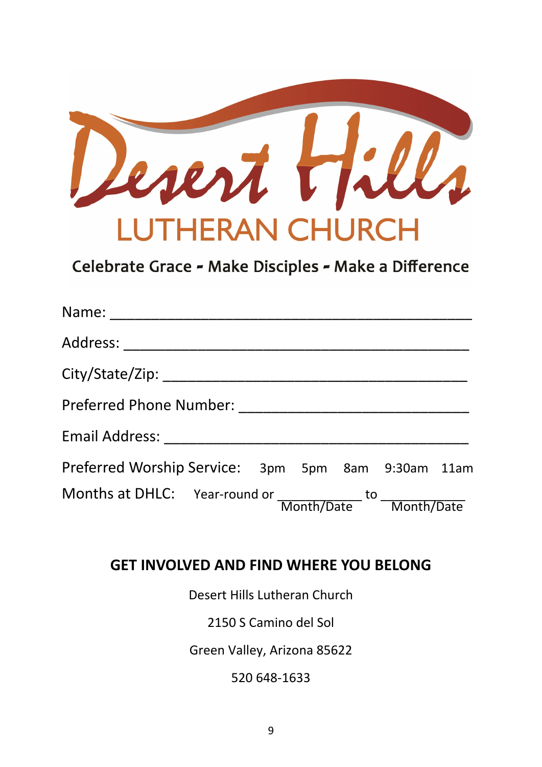# Desert Hills

## LUTHERAN CHURCH

**Celebrate Grace - Make Disciples - Make a Difference**

Name: ___________________________________________

Address: _________________________________________

City/State/Zip: ____________________________________

Preferred Phone Number: ___________________________

Email Address: ____________________________________

Preferred Worship Service: 3pm 5pm 8am 9:30am 11am

Months at DHLC: Year-round or ___________ to ___________
Month/Date Month/Date

**GET INVOLVED AND FIND WHERE YOU BELONG**

Desert Hills Lutheran Church

2150 S Camino del Sol

Green Valley, Arizona 85622

520 648-1633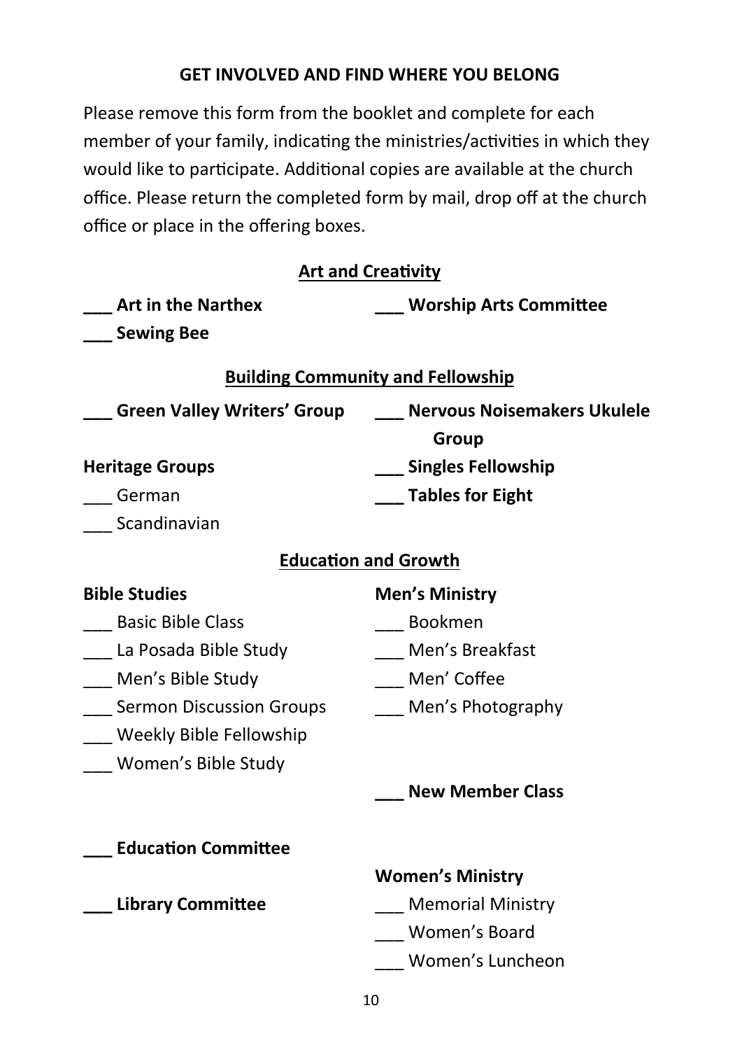## GET INVOLVED AND FIND WHERE YOU BELONG

Please remove this form from the booklet and complete for each member of your family, indicating the ministries/activities in which they would like to participate. Additional copies are available at the church office. Please return the completed form by mail, drop off at the church office or place in the offering boxes.

### Art and Creativity

**___ Art in the Narthex**

**___ Sewing Bee**

**___ Worship Arts Committee**

### Building Community and Fellowship

**___ Green Valley Writers' Group**

**Heritage Groups**

___ German

___ Scandinavian

**___ Nervous Noisemakers Ukulele Group**

**___ Singles Fellowship**

**___ Tables for Eight**

### Education and Growth

**Bible Studies**

___ Basic Bible Class

___ La Posada Bible Study

___ Men's Bible Study

___ Sermon Discussion Groups

___ Weekly Bible Fellowship

___ Women's Bible Study

**___ Education Committee**

**___ Library Committee**

**Men's Ministry**

___ Bookmen

___ Men's Breakfast

___ Men' Coffee

___ Men's Photography

**___ New Member Class**

**Women's Ministry**

___ Memorial Ministry

___ Women's Board

___ Women's Luncheon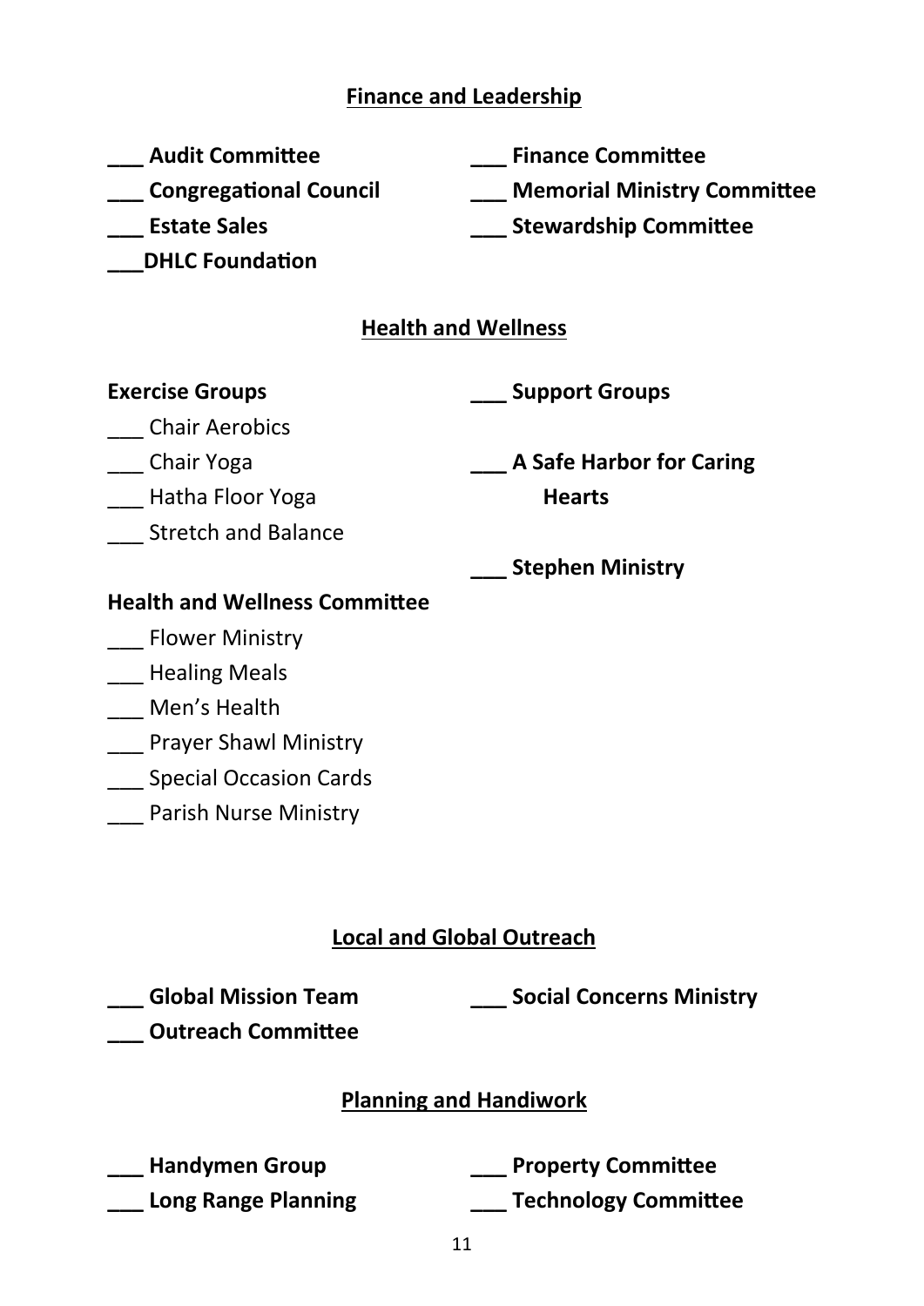## Finance and Leadership

**___ Audit Committee**

**___ Congregational Council**

**___ Estate Sales**

**___DHLC Foundation**

**___ Finance Committee**

**___ Memorial Ministry Committee**

**___ Stewardship Committee**

## Health and Wellness

**Exercise Groups**

___ Chair Aerobics

___ Chair Yoga

___ Hatha Floor Yoga

___ Stretch and Balance

**Health and Wellness Committee**

___ Flower Ministry

___ Healing Meals

___ Men's Health

___ Prayer Shawl Ministry

___ Special Occasion Cards

___ Parish Nurse Ministry

**___ Support Groups**

**___ A Safe Harbor for Caring Hearts**

**___ Stephen Ministry**

## Local and Global Outreach

**___ Global Mission Team**

**___ Outreach Committee**

**___ Social Concerns Ministry**

## Planning and Handiwork

**___ Handymen Group**

**___ Long Range Planning**

**___ Property Committee**

**___ Technology Committee**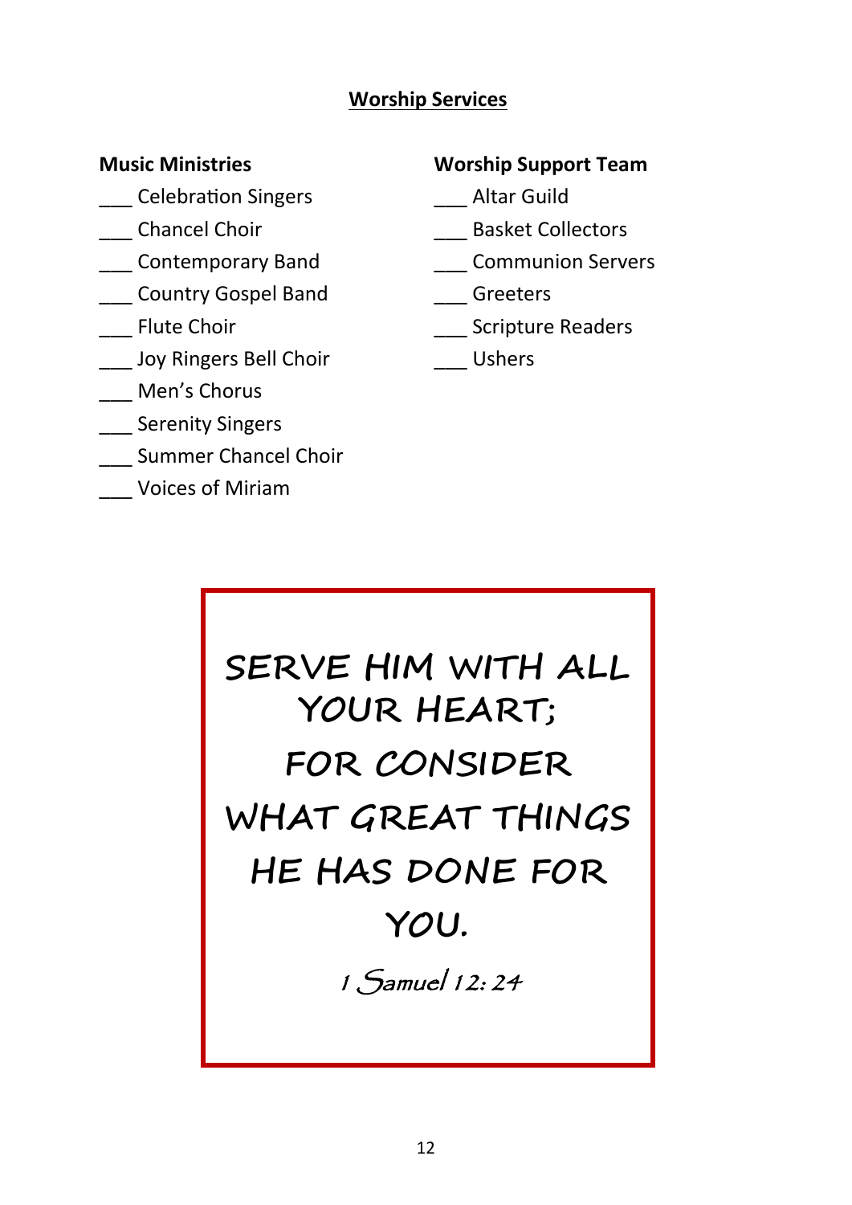## **Worship Services**

### Music Ministries

___ Celebration Singers

___ Chancel Choir

___ Contemporary Band

___ Country Gospel Band

___ Flute Choir

___ Joy Ringers Bell Choir

___ Men's Chorus

___ Serenity Singers

___ Summer Chancel Choir

___ Voices of Miriam

### Worship Support Team

___ Altar Guild

___ Basket Collectors

___ Communion Servers

___ Greeters

___ Scripture Readers

___ Ushers

**SERVE HIM WITH ALL YOUR HEART;**

**FOR CONSIDER**

**WHAT GREAT THINGS**

**HE HAS DONE FOR**

**YOU.**

*1 Samuel 12: 24*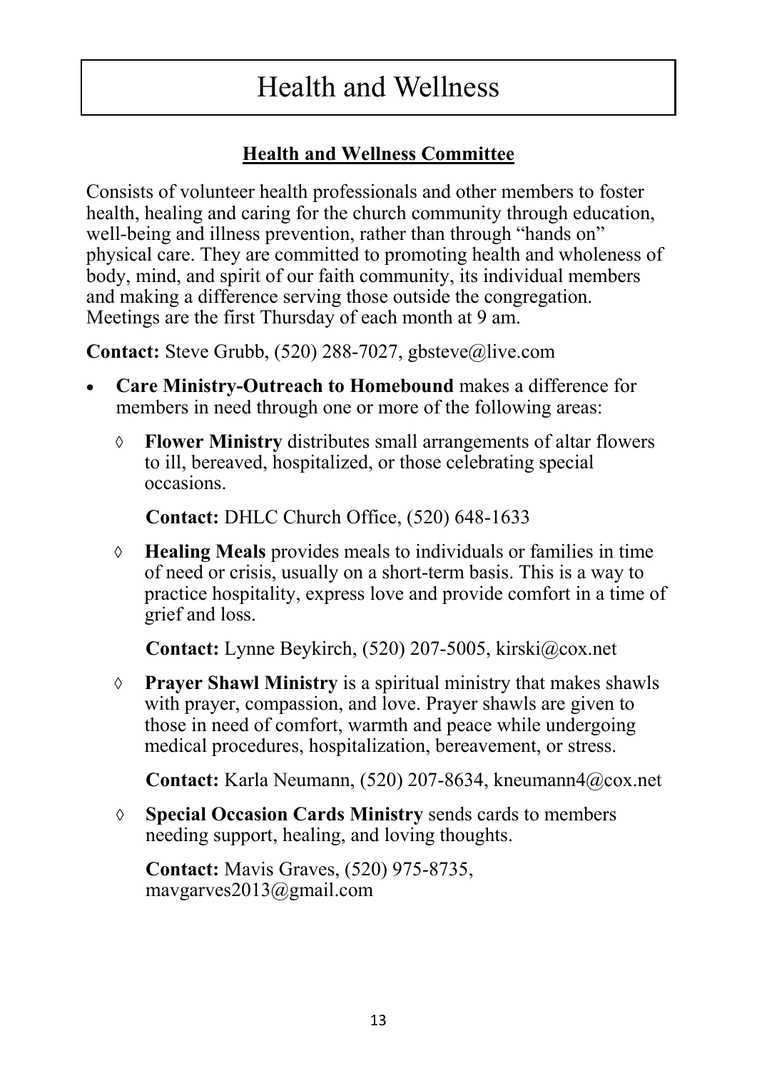# Health and Wellness

## Health and Wellness Committee

Consists of volunteer health professionals and other members to foster health, healing and caring for the church community through education, well-being and illness prevention, rather than through "hands on" physical care. They are committed to promoting health and wholeness of body, mind, and spirit of our faith community, its individual members and making a difference serving those outside the congregation. Meetings are the first Thursday of each month at 9 am.

**Contact:** Steve Grubb, (520) 288-7027, gbsteve@live.com

- **Care Ministry-Outreach to Homebound** makes a difference for members in need through one or more of the following areas:
  - ◊ **Flower Ministry** distributes small arrangements of altar flowers to ill, bereaved, hospitalized, or those celebrating special occasions.

    **Contact:** DHLC Church Office, (520) 648-1633

  - ◊ **Healing Meals** provides meals to individuals or families in time of need or crisis, usually on a short-term basis. This is a way to practice hospitality, express love and provide comfort in a time of grief and loss.

    **Contact:** Lynne Beykirch, (520) 207-5005, kirski@cox.net

  - ◊ **Prayer Shawl Ministry** is a spiritual ministry that makes shawls with prayer, compassion, and love. Prayer shawls are given to those in need of comfort, warmth and peace while undergoing medical procedures, hospitalization, bereavement, or stress.

    **Contact:** Karla Neumann, (520) 207-8634, kneumann4@cox.net

  - ◊ **Special Occasion Cards Ministry** sends cards to members needing support, healing, and loving thoughts.

    **Contact:** Mavis Graves, (520) 975-8735, mavgarves2013@gmail.com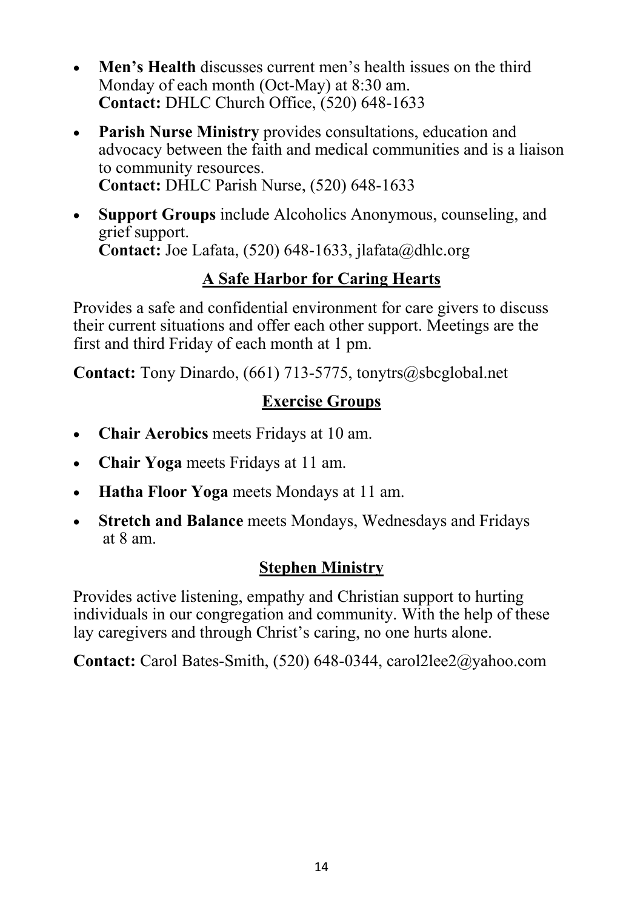- **Men's Health** discusses current men's health issues on the third Monday of each month (Oct-May) at 8:30 am.
  **Contact:** DHLC Church Office, (520) 648-1633

- **Parish Nurse Ministry** provides consultations, education and advocacy between the faith and medical communities and is a liaison to community resources.
  **Contact:** DHLC Parish Nurse, (520) 648-1633

- **Support Groups** include Alcoholics Anonymous, counseling, and grief support.
  **Contact:** Joe Lafata, (520) 648-1633, jlafata@dhlc.org

## A Safe Harbor for Caring Hearts

Provides a safe and confidential environment for care givers to discuss their current situations and offer each other support. Meetings are the first and third Friday of each month at 1 pm.

**Contact:** Tony Dinardo, (661) 713-5775, tonytrs@sbcglobal.net

## Exercise Groups

- **Chair Aerobics** meets Fridays at 10 am.
- **Chair Yoga** meets Fridays at 11 am.
- **Hatha Floor Yoga** meets Mondays at 11 am.
- **Stretch and Balance** meets Mondays, Wednesdays and Fridays at 8 am.

## Stephen Ministry

Provides active listening, empathy and Christian support to hurting individuals in our congregation and community. With the help of these lay caregivers and through Christ's caring, no one hurts alone.

**Contact:** Carol Bates-Smith, (520) 648-0344, carol2lee2@yahoo.com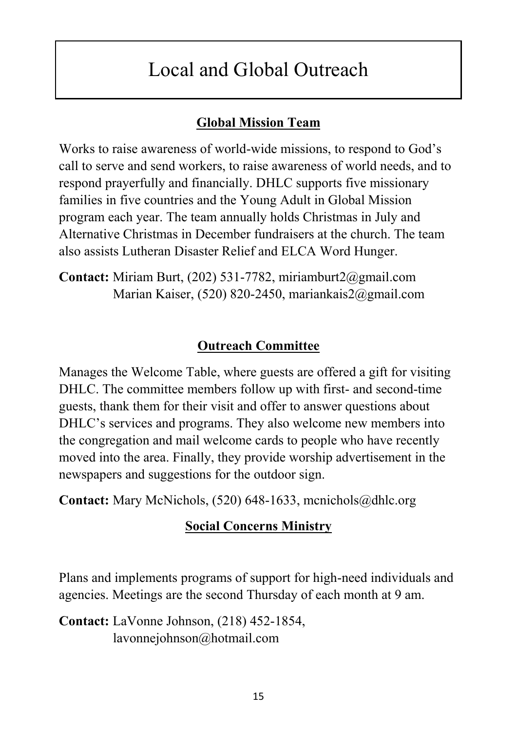# Local and Global Outreach

## Global Mission Team

Works to raise awareness of world-wide missions, to respond to God's call to serve and send workers, to raise awareness of world needs, and to respond prayerfully and financially. DHLC supports five missionary families in five countries and the Young Adult in Global Mission program each year. The team annually holds Christmas in July and Alternative Christmas in December fundraisers at the church. The team also assists Lutheran Disaster Relief and ELCA Word Hunger.

**Contact:** Miriam Burt, (202) 531-7782, miriamburt2@gmail.com
Marian Kaiser, (520) 820-2450, mariankais2@gmail.com

## Outreach Committee

Manages the Welcome Table, where guests are offered a gift for visiting DHLC. The committee members follow up with first- and second-time guests, thank them for their visit and offer to answer questions about DHLC's services and programs. They also welcome new members into the congregation and mail welcome cards to people who have recently moved into the area. Finally, they provide worship advertisement in the newspapers and suggestions for the outdoor sign.

**Contact:** Mary McNichols, (520) 648-1633, mcnichols@dhlc.org

## Social Concerns Ministry

Plans and implements programs of support for high-need individuals and agencies. Meetings are the second Thursday of each month at 9 am.

**Contact:** LaVonne Johnson, (218) 452-1854,
lavonnejohnson@hotmail.com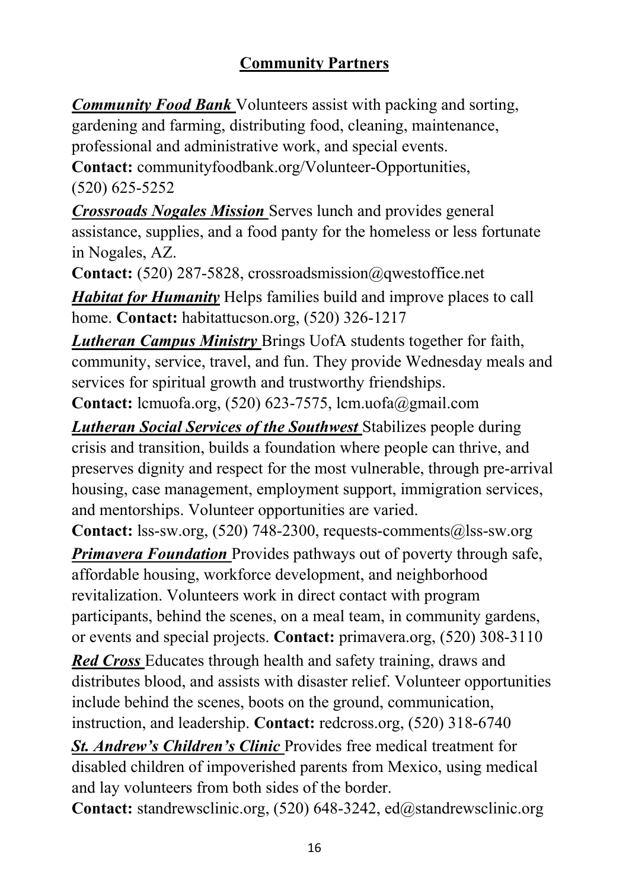## Community Partners

***Community Food Bank*** Volunteers assist with packing and sorting, gardening and farming, distributing food, cleaning, maintenance, professional and administrative work, and special events.
**Contact:** communityfoodbank.org/Volunteer-Opportunities, (520) 625-5252

***Crossroads Nogales Mission*** Serves lunch and provides general assistance, supplies, and a food panty for the homeless or less fortunate in Nogales, AZ.
**Contact:** (520) 287-5828, crossroadsmission@qwestoffice.net

***Habitat for Humanity*** Helps families build and improve places to call home. **Contact:** habitattucson.org, (520) 326-1217

***Lutheran Campus Ministry*** Brings UofA students together for faith, community, service, travel, and fun. They provide Wednesday meals and services for spiritual growth and trustworthy friendships.
**Contact:** lcmuofa.org, (520) 623-7575, lcm.uofa@gmail.com

***Lutheran Social Services of the Southwest*** Stabilizes people during crisis and transition, builds a foundation where people can thrive, and preserves dignity and respect for the most vulnerable, through pre-arrival housing, case management, employment support, immigration services, and mentorships. Volunteer opportunities are varied.
**Contact:** lss-sw.org, (520) 748-2300, requests-comments@lss-sw.org

***Primavera Foundation*** Provides pathways out of poverty through safe, affordable housing, workforce development, and neighborhood revitalization. Volunteers work in direct contact with program participants, behind the scenes, on a meal team, in community gardens, or events and special projects. **Contact:** primavera.org, (520) 308-3110

***Red Cross*** Educates through health and safety training, draws and distributes blood, and assists with disaster relief. Volunteer opportunities include behind the scenes, boots on the ground, communication, instruction, and leadership. **Contact:** redcross.org, (520) 318-6740

***St. Andrew's Children's Clinic*** Provides free medical treatment for disabled children of impoverished parents from Mexico, using medical and lay volunteers from both sides of the border.
**Contact:** standrewsclinic.org, (520) 648-3242, ed@standrewsclinic.org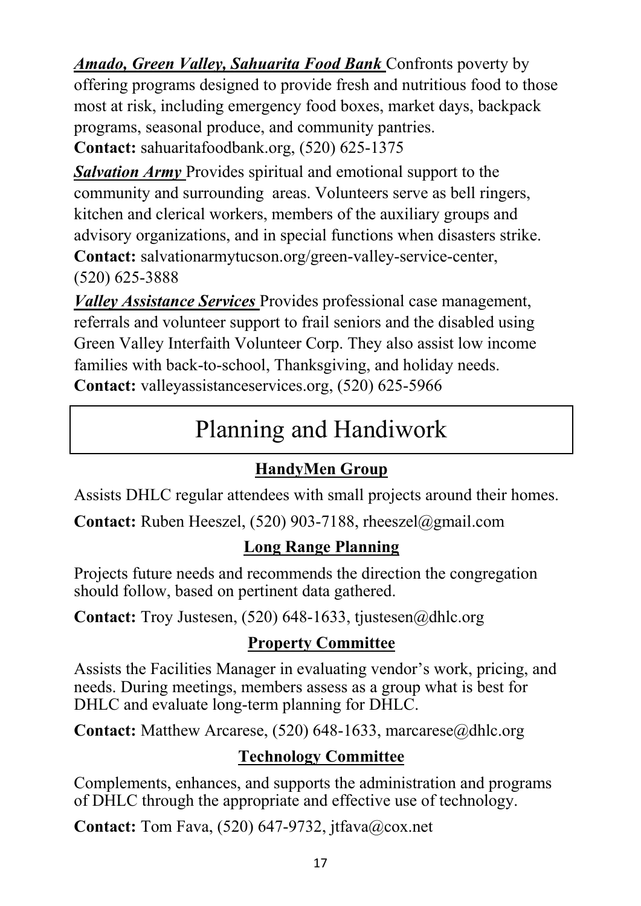***Amado, Green Valley, Sahuarita Food Bank*** Confronts poverty by offering programs designed to provide fresh and nutritious food to those most at risk, including emergency food boxes, market days, backpack programs, seasonal produce, and community pantries.
**Contact:** sahuaritafoodbank.org, (520) 625-1375

***Salvation Army*** Provides spiritual and emotional support to the community and surrounding areas. Volunteers serve as bell ringers, kitchen and clerical workers, members of the auxiliary groups and advisory organizations, and in special functions when disasters strike.
**Contact:** salvationarmytucson.org/green-valley-service-center, (520) 625-3888

***Valley Assistance Services*** Provides professional case management, referrals and volunteer support to frail seniors and the disabled using Green Valley Interfaith Volunteer Corp. They also assist low income families with back-to-school, Thanksgiving, and holiday needs.
**Contact:** valleyassistanceservices.org, (520) 625-5966

# Planning and Handiwork

### HandyMen Group

Assists DHLC regular attendees with small projects around their homes.

**Contact:** Ruben Heeszel, (520) 903-7188, rheeszel@gmail.com

### Long Range Planning

Projects future needs and recommends the direction the congregation should follow, based on pertinent data gathered.

**Contact:** Troy Justesen, (520) 648-1633, tjustesen@dhlc.org

### Property Committee

Assists the Facilities Manager in evaluating vendor's work, pricing, and needs. During meetings, members assess as a group what is best for DHLC and evaluate long-term planning for DHLC.

**Contact:** Matthew Arcarese, (520) 648-1633, marcarese@dhlc.org

### Technology Committee

Complements, enhances, and supports the administration and programs of DHLC through the appropriate and effective use of technology.

**Contact:** Tom Fava, (520) 647-9732, jtfava@cox.net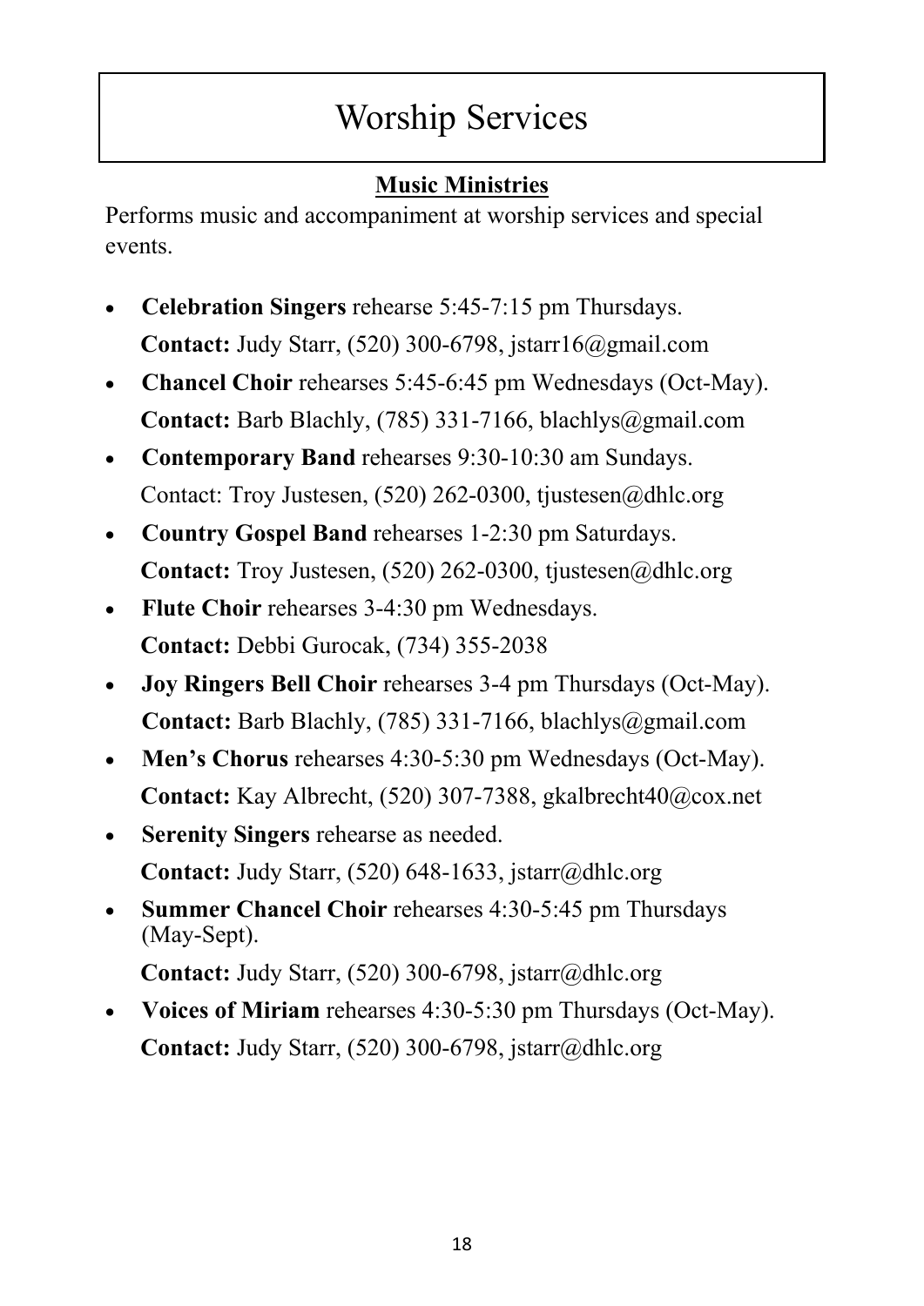# Worship Services

## Music Ministries

Performs music and accompaniment at worship services and special events.

- **Celebration Singers** rehearse 5:45-7:15 pm Thursdays.
  **Contact:** Judy Starr, (520) 300-6798, jstarr16@gmail.com
- **Chancel Choir** rehearses 5:45-6:45 pm Wednesdays (Oct-May).
  **Contact:** Barb Blachly, (785) 331-7166, blachlys@gmail.com
- **Contemporary Band** rehearses 9:30-10:30 am Sundays.
  Contact: Troy Justesen, (520) 262-0300, tjustesen@dhlc.org
- **Country Gospel Band** rehearses 1-2:30 pm Saturdays.
  **Contact:** Troy Justesen, (520) 262-0300, tjustesen@dhlc.org
- **Flute Choir** rehearses 3-4:30 pm Wednesdays.
  **Contact:** Debbi Gurocak, (734) 355-2038
- **Joy Ringers Bell Choir** rehearses 3-4 pm Thursdays (Oct-May).
  **Contact:** Barb Blachly, (785) 331-7166, blachlys@gmail.com
- **Men's Chorus** rehearses 4:30-5:30 pm Wednesdays (Oct-May).
  **Contact:** Kay Albrecht, (520) 307-7388, gkalbrecht40@cox.net
- **Serenity Singers** rehearse as needed.
  **Contact:** Judy Starr, (520) 648-1633, jstarr@dhlc.org
- **Summer Chancel Choir** rehearses 4:30-5:45 pm Thursdays (May-Sept).
  **Contact:** Judy Starr, (520) 300-6798, jstarr@dhlc.org
- **Voices of Miriam** rehearses 4:30-5:30 pm Thursdays (Oct-May).
  **Contact:** Judy Starr, (520) 300-6798, jstarr@dhlc.org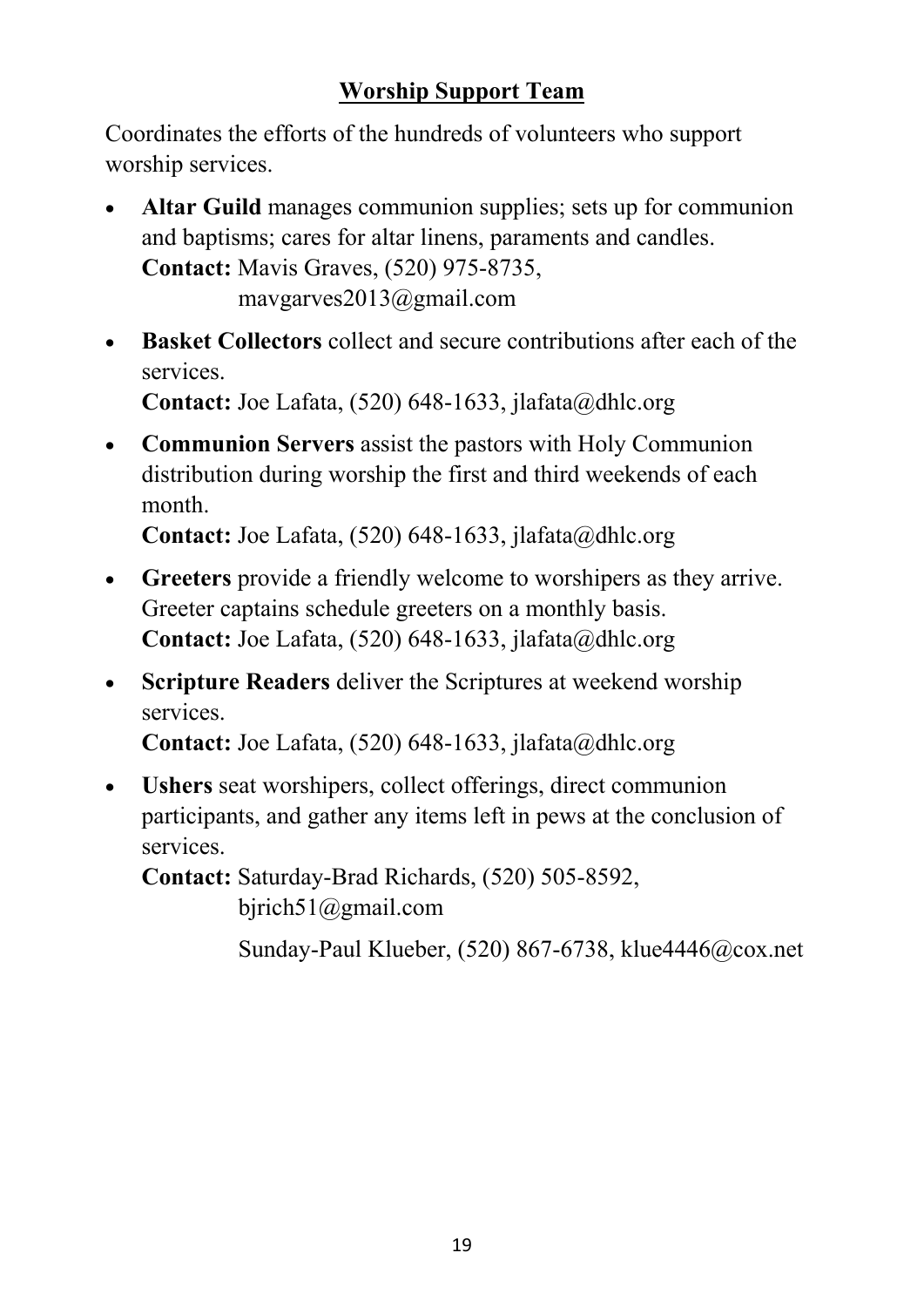## Worship Support Team

Coordinates the efforts of the hundreds of volunteers who support worship services.

- **Altar Guild** manages communion supplies; sets up for communion and baptisms; cares for altar linens, paraments and candles.
  **Contact:** Mavis Graves, (520) 975-8735,
  mavgarves2013@gmail.com
- **Basket Collectors** collect and secure contributions after each of the services.
  **Contact:** Joe Lafata, (520) 648-1633, jlafata@dhlc.org
- **Communion Servers** assist the pastors with Holy Communion distribution during worship the first and third weekends of each month.
  **Contact:** Joe Lafata, (520) 648-1633, jlafata@dhlc.org
- **Greeters** provide a friendly welcome to worshipers as they arrive. Greeter captains schedule greeters on a monthly basis.
  **Contact:** Joe Lafata, (520) 648-1633, jlafata@dhlc.org
- **Scripture Readers** deliver the Scriptures at weekend worship services.
  **Contact:** Joe Lafata, (520) 648-1633, jlafata@dhlc.org
- **Ushers** seat worshipers, collect offerings, direct communion participants, and gather any items left in pews at the conclusion of services.
  **Contact:** Saturday-Brad Richards, (520) 505-8592,
  bjrich51@gmail.com

  Sunday-Paul Klueber, (520) 867-6738, klue4446@cox.net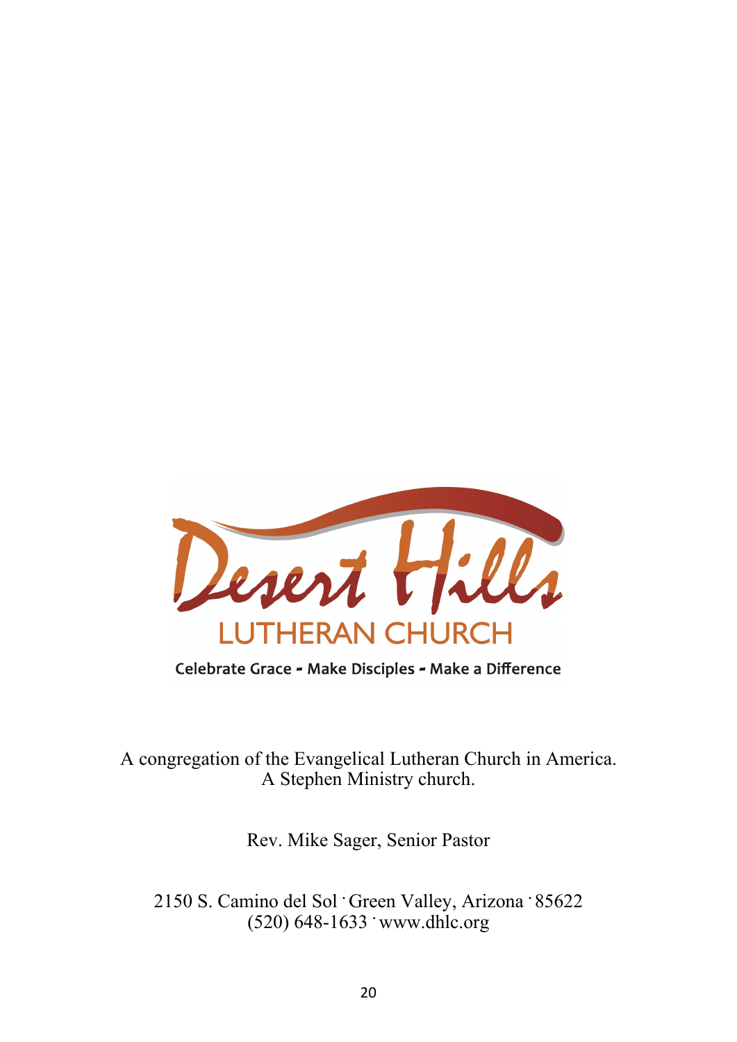Desert Hills

LUTHERAN CHURCH

Celebrate Grace - Make Disciples - Make a Difference

A congregation of the Evangelical Lutheran Church in America.
A Stephen Ministry church.

Rev. Mike Sager, Senior Pastor

2150 S. Camino del Sol · Green Valley, Arizona · 85622
(520) 648-1633 · www.dhlc.org